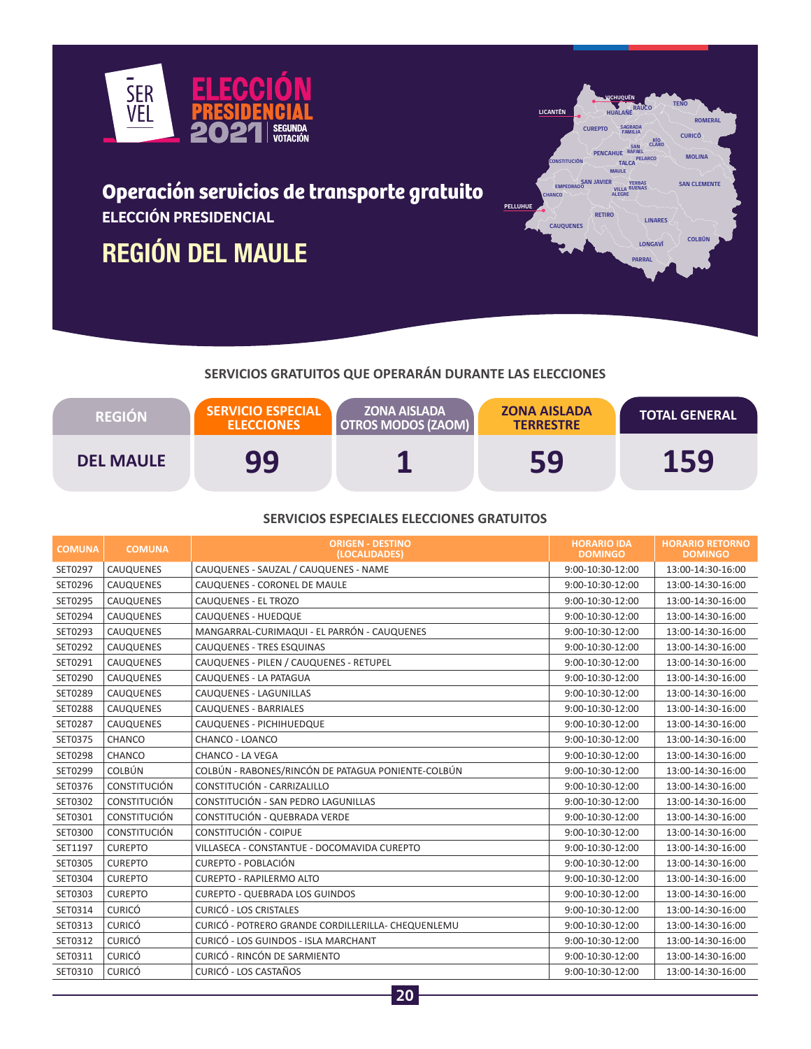# ELECCIÓN PRESIDENCIAL 2021 SEGUNDA VOTACIÓN

## Operación servicios de transporte gratuito

**ELECCIÓN PRESIDENCIAL**

# REGIÓN DEL MAULE

### SERVICIOS GRATUITOS QUE OPERARÁN DURANTE LAS ELECCIONES

| REGIÓN | SERVICIO ESPECIAL ELECCIONES | ZONA AISLADA OTROS MODOS (ZAOM) | ZONA AISLADA TERRESTRE | TOTAL GENERAL |
|---|---|---|---|---|
| DEL MAULE | 99 | 1 | 59 | 159 |

### SERVICIOS ESPECIALES ELECCIONES GRATUITOS

| COMUNA | COMUNA | ORIGEN - DESTINO (LOCALIDADES) | HORARIO IDA DOMINGO | HORARIO RETORNO DOMINGO |
|---|---|---|---|---|
| SET0297 | CAUQUENES | CAUQUENES - SAUZAL / CAUQUENES - NAME | 9:00-10:30-12:00 | 13:00-14:30-16:00 |
| SET0296 | CAUQUENES | CAUQUENES - CORONEL DE MAULE | 9:00-10:30-12:00 | 13:00-14:30-16:00 |
| SET0295 | CAUQUENES | CAUQUENES - EL TROZO | 9:00-10:30-12:00 | 13:00-14:30-16:00 |
| SET0294 | CAUQUENES | CAUQUENES - HUEDQUE | 9:00-10:30-12:00 | 13:00-14:30-16:00 |
| SET0293 | CAUQUENES | MANGARRAL-CURIMAQUI - EL PARRÓN - CAUQUENES | 9:00-10:30-12:00 | 13:00-14:30-16:00 |
| SET0292 | CAUQUENES | CAUQUENES - TRES ESQUINAS | 9:00-10:30-12:00 | 13:00-14:30-16:00 |
| SET0291 | CAUQUENES | CAUQUENES - PILEN / CAUQUENES - RETUPEL | 9:00-10:30-12:00 | 13:00-14:30-16:00 |
| SET0290 | CAUQUENES | CAUQUENES - LA PATAGUA | 9:00-10:30-12:00 | 13:00-14:30-16:00 |
| SET0289 | CAUQUENES | CAUQUENES - LAGUNILLAS | 9:00-10:30-12:00 | 13:00-14:30-16:00 |
| SET0288 | CAUQUENES | CAUQUENES - BARRIALES | 9:00-10:30-12:00 | 13:00-14:30-16:00 |
| SET0287 | CAUQUENES | CAUQUENES - PICHIHUEDQUE | 9:00-10:30-12:00 | 13:00-14:30-16:00 |
| SET0375 | CHANCO | CHANCO - LOANCO | 9:00-10:30-12:00 | 13:00-14:30-16:00 |
| SET0298 | CHANCO | CHANCO - LA VEGA | 9:00-10:30-12:00 | 13:00-14:30-16:00 |
| SET0299 | COLBÚN | COLBÚN - RABONES/RINCÓN DE PATAGUA PONIENTE-COLBÚN | 9:00-10:30-12:00 | 13:00-14:30-16:00 |
| SET0376 | CONSTITUCIÓN | CONSTITUCIÓN - CARRIZALILLO | 9:00-10:30-12:00 | 13:00-14:30-16:00 |
| SET0302 | CONSTITUCIÓN | CONSTITUCIÓN - SAN PEDRO LAGUNILLAS | 9:00-10:30-12:00 | 13:00-14:30-16:00 |
| SET0301 | CONSTITUCIÓN | CONSTITUCIÓN - QUEBRADA VERDE | 9:00-10:30-12:00 | 13:00-14:30-16:00 |
| SET0300 | CONSTITUCIÓN | CONSTITUCIÓN - COIPUE | 9:00-10:30-12:00 | 13:00-14:30-16:00 |
| SET1197 | CUREPTO | VILLASECA - CONSTANTUE - DOCOMAVIDA CUREPTO | 9:00-10:30-12:00 | 13:00-14:30-16:00 |
| SET0305 | CUREPTO | CUREPTO - POBLACIÓN | 9:00-10:30-12:00 | 13:00-14:30-16:00 |
| SET0304 | CUREPTO | CUREPTO - RAPILERMO ALTO | 9:00-10:30-12:00 | 13:00-14:30-16:00 |
| SET0303 | CUREPTO | CUREPTO - QUEBRADA LOS GUINDOS | 9:00-10:30-12:00 | 13:00-14:30-16:00 |
| SET0314 | CURICÓ | CURICÓ - LOS CRISTALES | 9:00-10:30-12:00 | 13:00-14:30-16:00 |
| SET0313 | CURICÓ | CURICÓ - POTRERO GRANDE CORDILLERILLA- CHEQUENLEMU | 9:00-10:30-12:00 | 13:00-14:30-16:00 |
| SET0312 | CURICÓ | CURICÓ - LOS GUINDOS - ISLA MARCHANT | 9:00-10:30-12:00 | 13:00-14:30-16:00 |
| SET0311 | CURICÓ | CURICÓ - RINCÓN DE SARMIENTO | 9:00-10:30-12:00 | 13:00-14:30-16:00 |
| SET0310 | CURICÓ | CURICÓ - LOS CASTAÑOS | 9:00-10:30-12:00 | 13:00-14:30-16:00 |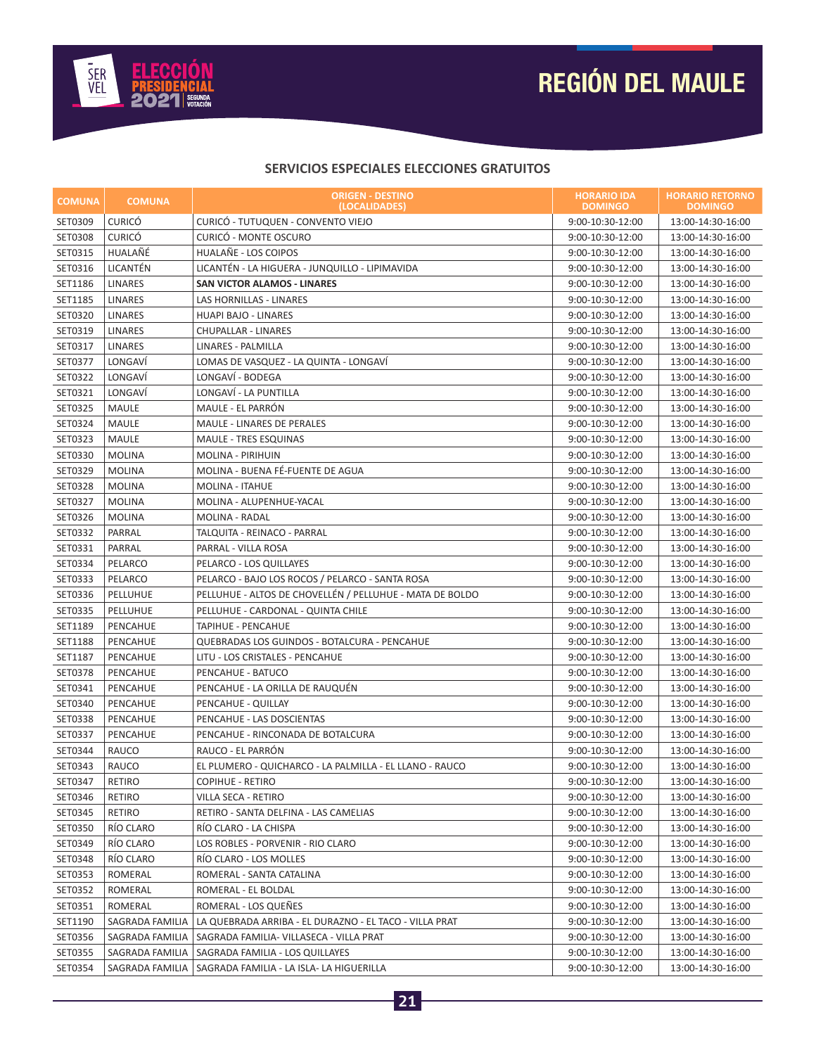# REGIÓN DEL MAULE

## SERVICIOS ESPECIALES ELECCIONES GRATUITOS

| COMUNA | COMUNA | ORIGEN - DESTINO (LOCALIDADES) | HORARIO IDA DOMINGO | HORARIO RETORNO DOMINGO |
|---|---|---|---|---|
| SET0309 | CURICÓ | CURICÓ - TUTUQUEN - CONVENTO VIEJO | 9:00-10:30-12:00 | 13:00-14:30-16:00 |
| SET0308 | CURICÓ | CURICÓ - MONTE OSCURO | 9:00-10:30-12:00 | 13:00-14:30-16:00 |
| SET0315 | HUALAÑÉ | HUALAÑE - LOS COIPOS | 9:00-10:30-12:00 | 13:00-14:30-16:00 |
| SET0316 | LICANTÉN | LICANTÉN - LA HIGUERA - JUNQUILLO - LIPIMAVIDA | 9:00-10:30-12:00 | 13:00-14:30-16:00 |
| SET1186 | LINARES | **SAN VICTOR ALAMOS - LINARES** | 9:00-10:30-12:00 | 13:00-14:30-16:00 |
| SET1185 | LINARES | LAS HORNILLAS - LINARES | 9:00-10:30-12:00 | 13:00-14:30-16:00 |
| SET0320 | LINARES | HUAPI BAJO - LINARES | 9:00-10:30-12:00 | 13:00-14:30-16:00 |
| SET0319 | LINARES | CHUPALLAR - LINARES | 9:00-10:30-12:00 | 13:00-14:30-16:00 |
| SET0317 | LINARES | LINARES - PALMILLA | 9:00-10:30-12:00 | 13:00-14:30-16:00 |
| SET0377 | LONGAVÍ | LOMAS DE VASQUEZ - LA QUINTA - LONGAVÍ | 9:00-10:30-12:00 | 13:00-14:30-16:00 |
| SET0322 | LONGAVÍ | LONGAVÍ - BODEGA | 9:00-10:30-12:00 | 13:00-14:30-16:00 |
| SET0321 | LONGAVÍ | LONGAVÍ - LA PUNTILLA | 9:00-10:30-12:00 | 13:00-14:30-16:00 |
| SET0325 | MAULE | MAULE - EL PARRÓN | 9:00-10:30-12:00 | 13:00-14:30-16:00 |
| SET0324 | MAULE | MAULE - LINARES DE PERALES | 9:00-10:30-12:00 | 13:00-14:30-16:00 |
| SET0323 | MAULE | MAULE - TRES ESQUINAS | 9:00-10:30-12:00 | 13:00-14:30-16:00 |
| SET0330 | MOLINA | MOLINA - PIRIHUIN | 9:00-10:30-12:00 | 13:00-14:30-16:00 |
| SET0329 | MOLINA | MOLINA - BUENA FÉ-FUENTE DE AGUA | 9:00-10:30-12:00 | 13:00-14:30-16:00 |
| SET0328 | MOLINA | MOLINA - ITAHUE | 9:00-10:30-12:00 | 13:00-14:30-16:00 |
| SET0327 | MOLINA | MOLINA - ALUPENHUE-YACAL | 9:00-10:30-12:00 | 13:00-14:30-16:00 |
| SET0326 | MOLINA | MOLINA - RADAL | 9:00-10:30-12:00 | 13:00-14:30-16:00 |
| SET0332 | PARRAL | TALQUITA - REINACO - PARRAL | 9:00-10:30-12:00 | 13:00-14:30-16:00 |
| SET0331 | PARRAL | PARRAL - VILLA ROSA | 9:00-10:30-12:00 | 13:00-14:30-16:00 |
| SET0334 | PELARCO | PELARCO - LOS QUILLAYES | 9:00-10:30-12:00 | 13:00-14:30-16:00 |
| SET0333 | PELARCO | PELARCO - BAJO LOS ROCOS / PELARCO - SANTA ROSA | 9:00-10:30-12:00 | 13:00-14:30-16:00 |
| SET0336 | PELLUHUE | PELLUHUE - ALTOS DE CHOVELLÉN / PELLUHUE - MATA DE BOLDO | 9:00-10:30-12:00 | 13:00-14:30-16:00 |
| SET0335 | PELLUHUE | PELLUHUE - CARDONAL - QUINTA CHILE | 9:00-10:30-12:00 | 13:00-14:30-16:00 |
| SET1189 | PENCAHUE | TAPIHUE - PENCAHUE | 9:00-10:30-12:00 | 13:00-14:30-16:00 |
| SET1188 | PENCAHUE | QUEBRADAS LOS GUINDOS - BOTALCURA - PENCAHUE | 9:00-10:30-12:00 | 13:00-14:30-16:00 |
| SET1187 | PENCAHUE | LITU - LOS CRISTALES - PENCAHUE | 9:00-10:30-12:00 | 13:00-14:30-16:00 |
| SET0378 | PENCAHUE | PENCAHUE - BATUCO | 9:00-10:30-12:00 | 13:00-14:30-16:00 |
| SET0341 | PENCAHUE | PENCAHUE - LA ORILLA DE RAUQUÉN | 9:00-10:30-12:00 | 13:00-14:30-16:00 |
| SET0340 | PENCAHUE | PENCAHUE - QUILLAY | 9:00-10:30-12:00 | 13:00-14:30-16:00 |
| SET0338 | PENCAHUE | PENCAHUE - LAS DOSCIENTAS | 9:00-10:30-12:00 | 13:00-14:30-16:00 |
| SET0337 | PENCAHUE | PENCAHUE - RINCONADA DE BOTALCURA | 9:00-10:30-12:00 | 13:00-14:30-16:00 |
| SET0344 | RAUCO | RAUCO - EL PARRÓN | 9:00-10:30-12:00 | 13:00-14:30-16:00 |
| SET0343 | RAUCO | EL PLUMERO - QUICHARCO - LA PALMILLA - EL LLANO - RAUCO | 9:00-10:30-12:00 | 13:00-14:30-16:00 |
| SET0347 | RETIRO | COPIHUE - RETIRO | 9:00-10:30-12:00 | 13:00-14:30-16:00 |
| SET0346 | RETIRO | VILLA SECA - RETIRO | 9:00-10:30-12:00 | 13:00-14:30-16:00 |
| SET0345 | RETIRO | RETIRO - SANTA DELFINA - LAS CAMELIAS | 9:00-10:30-12:00 | 13:00-14:30-16:00 |
| SET0350 | RÍO CLARO | RÍO CLARO - LA CHISPA | 9:00-10:30-12:00 | 13:00-14:30-16:00 |
| SET0349 | RÍO CLARO | LOS ROBLES - PORVENIR - RIO CLARO | 9:00-10:30-12:00 | 13:00-14:30-16:00 |
| SET0348 | RÍO CLARO | RÍO CLARO - LOS MOLLES | 9:00-10:30-12:00 | 13:00-14:30-16:00 |
| SET0353 | ROMERAL | ROMERAL - SANTA CATALINA | 9:00-10:30-12:00 | 13:00-14:30-16:00 |
| SET0352 | ROMERAL | ROMERAL - EL BOLDAL | 9:00-10:30-12:00 | 13:00-14:30-16:00 |
| SET0351 | ROMERAL | ROMERAL - LOS QUEÑES | 9:00-10:30-12:00 | 13:00-14:30-16:00 |
| SET1190 | SAGRADA FAMILIA | LA QUEBRADA ARRIBA - EL DURAZNO - EL TACO - VILLA PRAT | 9:00-10:30-12:00 | 13:00-14:30-16:00 |
| SET0356 | SAGRADA FAMILIA | SAGRADA FAMILIA- VILLASECA - VILLA PRAT | 9:00-10:30-12:00 | 13:00-14:30-16:00 |
| SET0355 | SAGRADA FAMILIA | SAGRADA FAMILIA - LOS QUILLAYES | 9:00-10:30-12:00 | 13:00-14:30-16:00 |
| SET0354 | SAGRADA FAMILIA | SAGRADA FAMILIA - LA ISLA- LA HIGUERILLA | 9:00-10:30-12:00 | 13:00-14:30-16:00 |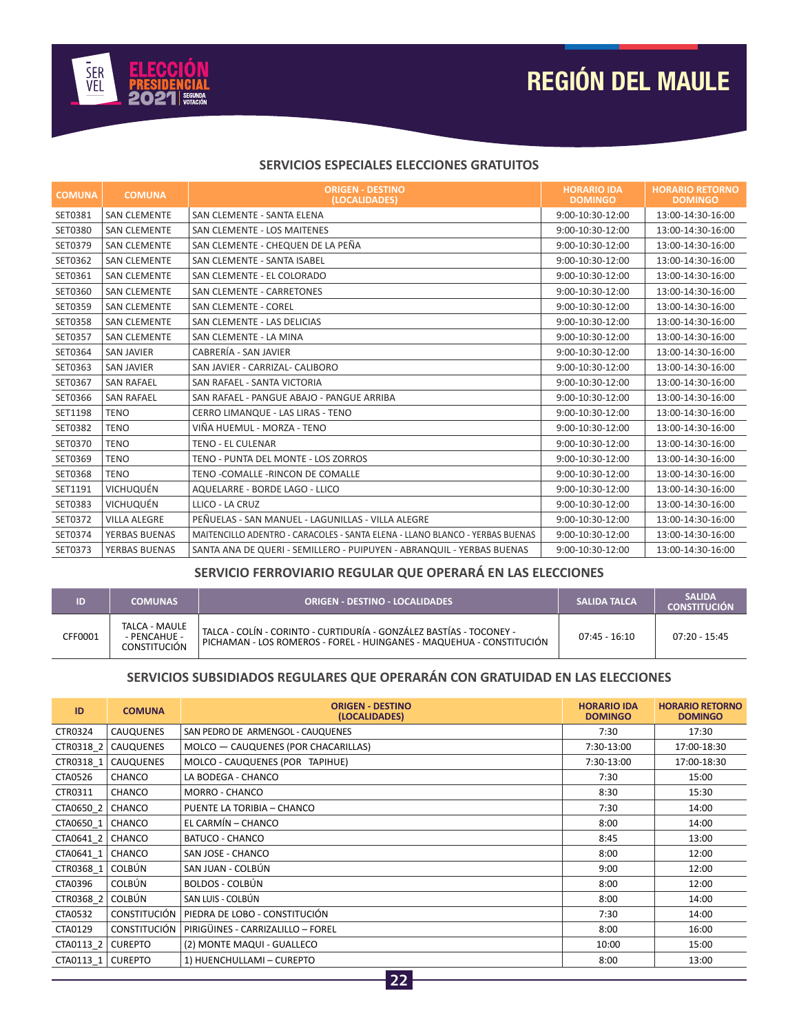# REGIÓN DEL MAULE

## SERVICIOS ESPECIALES ELECCIONES GRATUITOS

| COMUNA | COMUNA | ORIGEN - DESTINO (LOCALIDADES) | HORARIO IDA DOMINGO | HORARIO RETORNO DOMINGO |
|---|---|---|---|---|
| SET0381 | SAN CLEMENTE | SAN CLEMENTE - SANTA ELENA | 9:00-10:30-12:00 | 13:00-14:30-16:00 |
| SET0380 | SAN CLEMENTE | SAN CLEMENTE - LOS MAITENES | 9:00-10:30-12:00 | 13:00-14:30-16:00 |
| SET0379 | SAN CLEMENTE | SAN CLEMENTE - CHEQUEN DE LA PEÑA | 9:00-10:30-12:00 | 13:00-14:30-16:00 |
| SET0362 | SAN CLEMENTE | SAN CLEMENTE - SANTA ISABEL | 9:00-10:30-12:00 | 13:00-14:30-16:00 |
| SET0361 | SAN CLEMENTE | SAN CLEMENTE - EL COLORADO | 9:00-10:30-12:00 | 13:00-14:30-16:00 |
| SET0360 | SAN CLEMENTE | SAN CLEMENTE - CARRETONES | 9:00-10:30-12:00 | 13:00-14:30-16:00 |
| SET0359 | SAN CLEMENTE | SAN CLEMENTE - COREL | 9:00-10:30-12:00 | 13:00-14:30-16:00 |
| SET0358 | SAN CLEMENTE | SAN CLEMENTE - LAS DELICIAS | 9:00-10:30-12:00 | 13:00-14:30-16:00 |
| SET0357 | SAN CLEMENTE | SAN CLEMENTE - LA MINA | 9:00-10:30-12:00 | 13:00-14:30-16:00 |
| SET0364 | SAN JAVIER | CABRERÍA - SAN JAVIER | 9:00-10:30-12:00 | 13:00-14:30-16:00 |
| SET0363 | SAN JAVIER | SAN JAVIER - CARRIZAL- CALIBORO | 9:00-10:30-12:00 | 13:00-14:30-16:00 |
| SET0367 | SAN RAFAEL | SAN RAFAEL - SANTA VICTORIA | 9:00-10:30-12:00 | 13:00-14:30-16:00 |
| SET0366 | SAN RAFAEL | SAN RAFAEL - PANGUE ABAJO - PANGUE ARRIBA | 9:00-10:30-12:00 | 13:00-14:30-16:00 |
| SET1198 | TENO | CERRO LIMANQUE - LAS LIRAS - TENO | 9:00-10:30-12:00 | 13:00-14:30-16:00 |
| SET0382 | TENO | VIÑA HUEMUL - MORZA - TENO | 9:00-10:30-12:00 | 13:00-14:30-16:00 |
| SET0370 | TENO | TENO - EL CULENAR | 9:00-10:30-12:00 | 13:00-14:30-16:00 |
| SET0369 | TENO | TENO - PUNTA DEL MONTE - LOS ZORROS | 9:00-10:30-12:00 | 13:00-14:30-16:00 |
| SET0368 | TENO | TENO -COMALLE -RINCON DE COMALLE | 9:00-10:30-12:00 | 13:00-14:30-16:00 |
| SET1191 | VICHUQUÉN | AQUELARRE - BORDE LAGO - LLICO | 9:00-10:30-12:00 | 13:00-14:30-16:00 |
| SET0383 | VICHUQUÉN | LLICO - LA CRUZ | 9:00-10:30-12:00 | 13:00-14:30-16:00 |
| SET0372 | VILLA ALEGRE | PEÑUELAS - SAN MANUEL - LAGUNILLAS - VILLA ALEGRE | 9:00-10:30-12:00 | 13:00-14:30-16:00 |
| SET0374 | YERBAS BUENAS | MAITENCILLO ADENTRO - CARACOLES - SANTA ELENA - LLANO BLANCO - YERBAS BUENAS | 9:00-10:30-12:00 | 13:00-14:30-16:00 |
| SET0373 | YERBAS BUENAS | SANTA ANA DE QUERI - SEMILLERO - PUIPUYEN - ABRANQUIL - YERBAS BUENAS | 9:00-10:30-12:00 | 13:00-14:30-16:00 |

## SERVICIO FERROVIARIO REGULAR QUE OPERARÁ EN LAS ELECCIONES

| ID | COMUNAS | ORIGEN - DESTINO - LOCALIDADES | SALIDA TALCA | SALIDA CONSTITUCIÓN |
|---|---|---|---|---|
| CFF0001 | TALCA - MAULE - PENCAHUE - CONSTITUCIÓN | TALCA - COLÍN - CORINTO - CURTIDURÍA - GONZÁLEZ BASTÍAS - TOCONEY - PICHAMAN - LOS ROMEROS - FOREL - HUINGANES - MAQUEHUA - CONSTITUCIÓN | 07:45 - 16:10 | 07:20 - 15:45 |

## SERVICIOS SUBSIDIADOS REGULARES QUE OPERARÁN CON GRATUIDAD EN LAS ELECCIONES

| ID | COMUNA | ORIGEN - DESTINO (LOCALIDADES) | HORARIO IDA DOMINGO | HORARIO RETORNO DOMINGO |
|---|---|---|---|---|
| CTR0324 | CAUQUENES | SAN PEDRO DE ARMENGOL - CAUQUENES | 7:30 | 17:30 |
| CTR0318_2 | CAUQUENES | MOLCO — CAUQUENES (POR CHACARILLAS) | 7:30-13:00 | 17:00-18:30 |
| CTR0318_1 | CAUQUENES | MOLCO - CAUQUENES (POR TAPIHUE) | 7:30-13:00 | 17:00-18:30 |
| CTA0526 | CHANCO | LA BODEGA - CHANCO | 7:30 | 15:00 |
| CTR0311 | CHANCO | MORRO - CHANCO | 8:30 | 15:30 |
| CTA0650_2 | CHANCO | PUENTE LA TORIBIA – CHANCO | 7:30 | 14:00 |
| CTA0650_1 | CHANCO | EL CARMÍN – CHANCO | 8:00 | 14:00 |
| CTA0641_2 | CHANCO | BATUCO - CHANCO | 8:45 | 13:00 |
| CTA0641_1 | CHANCO | SAN JOSE - CHANCO | 8:00 | 12:00 |
| CTR0368_1 | COLBÚN | SAN JUAN - COLBÚN | 9:00 | 12:00 |
| CTA0396 | COLBÚN | BOLDOS - COLBÚN | 8:00 | 12:00 |
| CTR0368_2 | COLBÚN | SAN LUIS - COLBÚN | 8:00 | 14:00 |
| CTA0532 | CONSTITUCIÓN | PIEDRA DE LOBO - CONSTITUCIÓN | 7:30 | 14:00 |
| CTA0129 | CONSTITUCIÓN | PIRIGÜINES - CARRIZALILLO – FOREL | 8:00 | 16:00 |
| CTA0113_2 | CUREPTO | (2) MONTE MAQUI - GUALLECO | 10:00 | 15:00 |
| CTA0113_1 | CUREPTO | 1) HUENCHULLAMI – CUREPTO | 8:00 | 13:00 |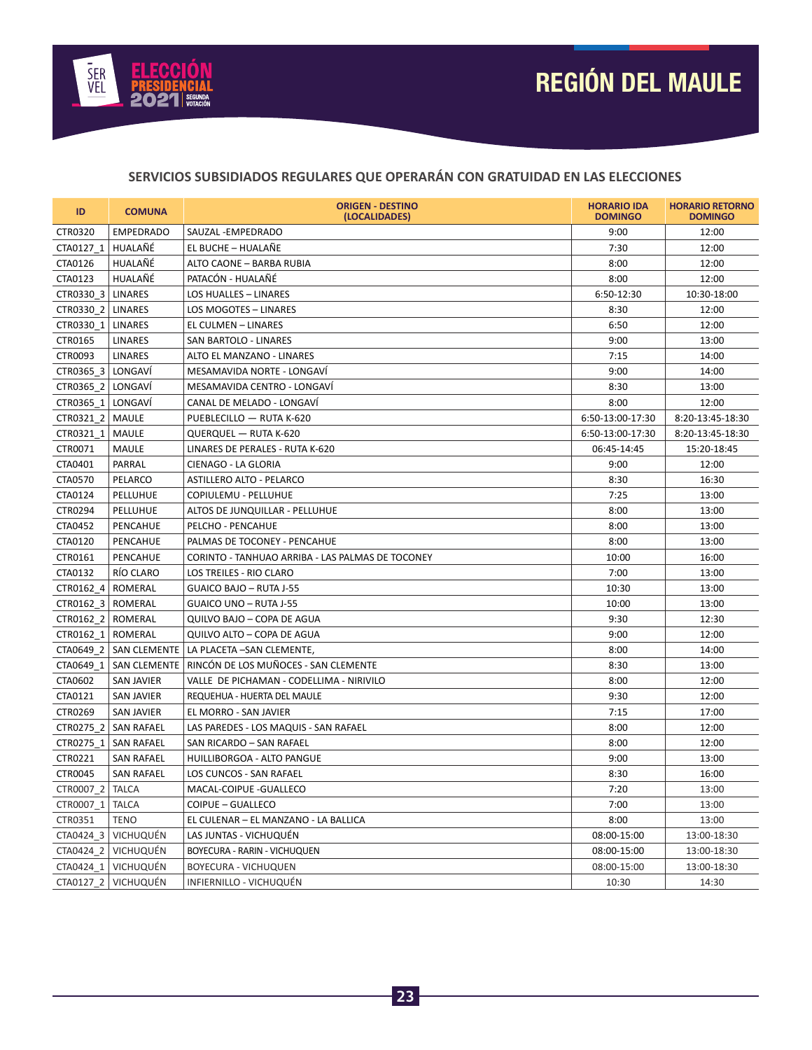# REGIÓN DEL MAULE

## SERVICIOS SUBSIDIADOS REGULARES QUE OPERARÁN CON GRATUIDAD EN LAS ELECCIONES

| ID | COMUNA | ORIGEN - DESTINO (LOCALIDADES) | HORARIO IDA DOMINGO | HORARIO RETORNO DOMINGO |
|---|---|---|---|---|
| CTR0320 | EMPEDRADO | SAUZAL -EMPEDRADO | 9:00 | 12:00 |
| CTA0127_1 | HUALAÑÉ | EL BUCHE – HUALAÑE | 7:30 | 12:00 |
| CTA0126 | HUALAÑÉ | ALTO CAONE – BARBA RUBIA | 8:00 | 12:00 |
| CTA0123 | HUALAÑÉ | PATACÓN - HUALAÑÉ | 8:00 | 12:00 |
| CTR0330_3 | LINARES | LOS HUALLES – LINARES | 6:50-12:30 | 10:30-18:00 |
| CTR0330_2 | LINARES | LOS MOGOTES – LINARES | 8:30 | 12:00 |
| CTR0330_1 | LINARES | EL CULMEN – LINARES | 6:50 | 12:00 |
| CTR0165 | LINARES | SAN BARTOLO - LINARES | 9:00 | 13:00 |
| CTR0093 | LINARES | ALTO EL MANZANO - LINARES | 7:15 | 14:00 |
| CTR0365_3 | LONGAVÍ | MESAMAVIDA NORTE - LONGAVÍ | 9:00 | 14:00 |
| CTR0365_2 | LONGAVÍ | MESAMAVIDA CENTRO - LONGAVÍ | 8:30 | 13:00 |
| CTR0365_1 | LONGAVÍ | CANAL DE MELADO - LONGAVÍ | 8:00 | 12:00 |
| CTR0321_2 | MAULE | PUEBLECILLO — RUTA K-620 | 6:50-13:00-17:30 | 8:20-13:45-18:30 |
| CTR0321_1 | MAULE | QUERQUEL — RUTA K-620 | 6:50-13:00-17:30 | 8:20-13:45-18:30 |
| CTR0071 | MAULE | LINARES DE PERALES - RUTA K-620 | 06:45-14:45 | 15:20-18:45 |
| CTA0401 | PARRAL | CIENAGO - LA GLORIA | 9:00 | 12:00 |
| CTA0570 | PELARCO | ASTILLERO ALTO - PELARCO | 8:30 | 16:30 |
| CTA0124 | PELLUHUE | COPIULEMU - PELLUHUE | 7:25 | 13:00 |
| CTR0294 | PELLUHUE | ALTOS DE JUNQUILLAR - PELLUHUE | 8:00 | 13:00 |
| CTA0452 | PENCAHUE | PELCHO - PENCAHUE | 8:00 | 13:00 |
| CTA0120 | PENCAHUE | PALMAS DE TOCONEY - PENCAHUE | 8:00 | 13:00 |
| CTR0161 | PENCAHUE | CORINTO - TANHUAO ARRIBA - LAS PALMAS DE TOCONEY | 10:00 | 16:00 |
| CTA0132 | RÍO CLARO | LOS TREILES - RIO CLARO | 7:00 | 13:00 |
| CTR0162_4 | ROMERAL | GUAICO BAJO – RUTA J-55 | 10:30 | 13:00 |
| CTR0162_3 | ROMERAL | GUAICO UNO – RUTA J-55 | 10:00 | 13:00 |
| CTR0162_2 | ROMERAL | QUILVO BAJO – COPA DE AGUA | 9:30 | 12:30 |
| CTR0162_1 | ROMERAL | QUILVO ALTO – COPA DE AGUA | 9:00 | 12:00 |
| CTA0649_2 | SAN CLEMENTE | LA PLACETA –SAN CLEMENTE, | 8:00 | 14:00 |
| CTA0649_1 | SAN CLEMENTE | RINCÓN DE LOS MUÑOCES - SAN CLEMENTE | 8:30 | 13:00 |
| CTA0602 | SAN JAVIER | VALLE DE PICHAMAN - CODELLIMA - NIRIVILO | 8:00 | 12:00 |
| CTA0121 | SAN JAVIER | REQUEHUA - HUERTA DEL MAULE | 9:30 | 12:00 |
| CTR0269 | SAN JAVIER | EL MORRO - SAN JAVIER | 7:15 | 17:00 |
| CTR0275_2 | SAN RAFAEL | LAS PAREDES - LOS MAQUIS - SAN RAFAEL | 8:00 | 12:00 |
| CTR0275_1 | SAN RAFAEL | SAN RICARDO – SAN RAFAEL | 8:00 | 12:00 |
| CTR0221 | SAN RAFAEL | HUILLIBORGOA - ALTO PANGUE | 9:00 | 13:00 |
| CTR0045 | SAN RAFAEL | LOS CUNCOS - SAN RAFAEL | 8:30 | 16:00 |
| CTR0007_2 | TALCA | MACAL-COIPUE -GUALLECO | 7:20 | 13:00 |
| CTR0007_1 | TALCA | COIPUE – GUALLECO | 7:00 | 13:00 |
| CTR0351 | TENO | EL CULENAR – EL MANZANO - LA BALLICA | 8:00 | 13:00 |
| CTA0424_3 | VICHUQUÉN | LAS JUNTAS - VICHUQUÉN | 08:00-15:00 | 13:00-18:30 |
| CTA0424_2 | VICHUQUÉN | BOYECURA - RARIN - VICHUQUEN | 08:00-15:00 | 13:00-18:30 |
| CTA0424_1 | VICHUQUÉN | BOYECURA - VICHUQUEN | 08:00-15:00 | 13:00-18:30 |
| CTA0127_2 | VICHUQUÉN | INFIERNILLO - VICHUQUÉN | 10:30 | 14:30 |